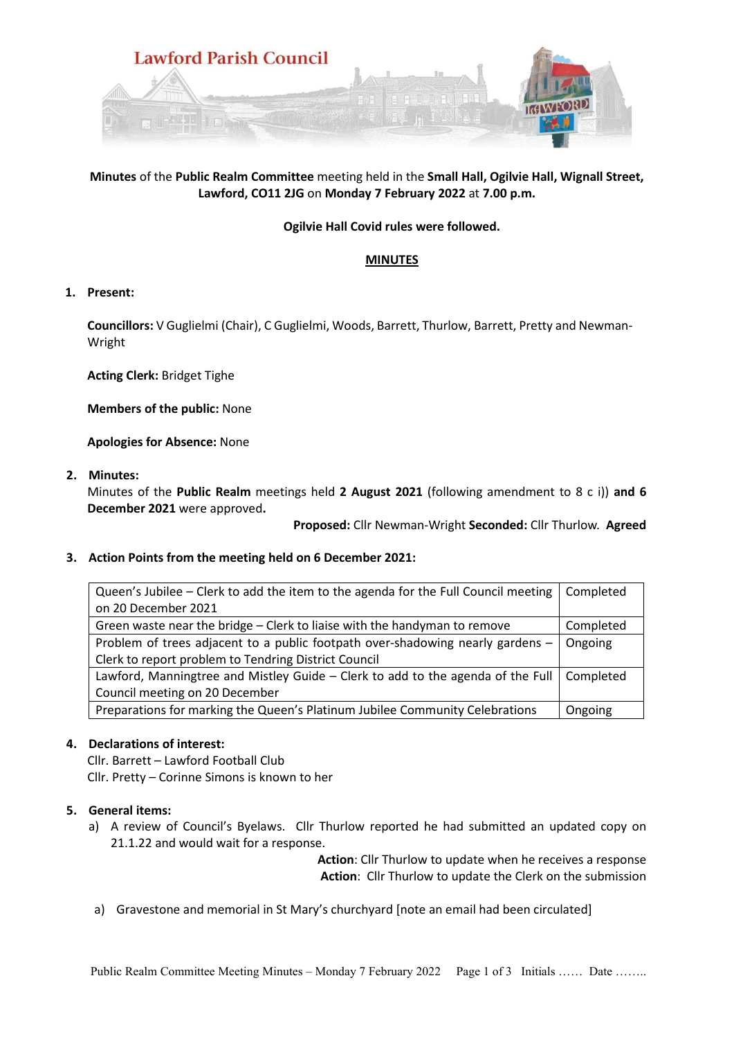# Lawford Parish Council

**Minutes** of the **Public Realm Committee** meeting held in the **Small Hall, Ogilvie Hall, Wignall Street, Lawford, CO11 2JG** on **Monday 7 February 2022** at **7.00 p.m.**

**Ogilvie Hall Covid rules were followed.**

**MINUTES**

**1. Present:**

**Councillors:** V Guglielmi (Chair), C Guglielmi, Woods, Barrett, Thurlow, Barrett, Pretty and Newman-Wright

**Acting Clerk:** Bridget Tighe

**Members of the public:** None

**Apologies for Absence:** None

**2. Minutes:**

Minutes of the **Public Realm** meetings held **2 August 2021** (following amendment to 8 c i)) **and 6 December 2021** were approved**.**

**Proposed:** Cllr Newman-Wright **Seconded:** Cllr Thurlow. **Agreed**

**3. Action Points from the meeting held on 6 December 2021:**

| Action | Status |
|---|---|
| Queen's Jubilee – Clerk to add the item to the agenda for the Full Council meeting on 20 December 2021 | Completed |
| Green waste near the bridge – Clerk to liaise with the handyman to remove | Completed |
| Problem of trees adjacent to a public footpath over-shadowing nearly gardens – Clerk to report problem to Tendring District Council | Ongoing |
| Lawford, Manningtree and Mistley Guide – Clerk to add to the agenda of the Full Council meeting on 20 December | Completed |
| Preparations for marking the Queen's Platinum Jubilee Community Celebrations | Ongoing |

**4. Declarations of interest:**

Cllr. Barrett – Lawford Football Club
Cllr. Pretty – Corinne Simons is known to her

**5. General items:**

a) A review of Council's Byelaws. Cllr Thurlow reported he had submitted an updated copy on 21.1.22 and would wait for a response.

**Action**: Cllr Thurlow to update when he receives a response
**Action**: Cllr Thurlow to update the Clerk on the submission

a) Gravestone and memorial in St Mary's churchyard [note an email had been circulated]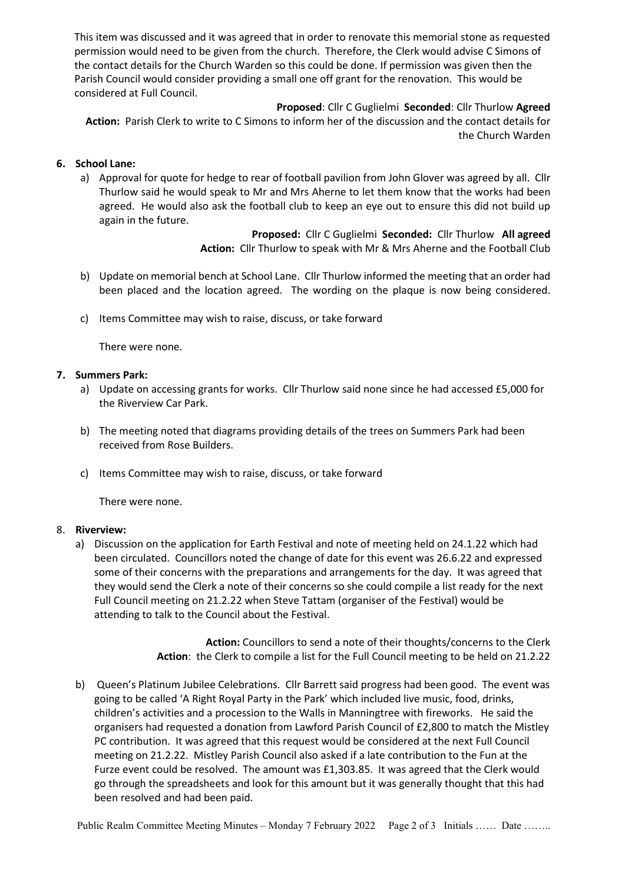This item was discussed and it was agreed that in order to renovate this memorial stone as requested permission would need to be given from the church. Therefore, the Clerk would advise C Simons of the contact details for the Church Warden so this could be done. If permission was given then the Parish Council would consider providing a small one off grant for the renovation. This would be considered at Full Council.

**Proposed**: Cllr C Guglielmi **Seconded**: Cllr Thurlow **Agreed**

**Action:** Parish Clerk to write to C Simons to inform her of the discussion and the contact details for the Church Warden

6. **School Lane:**
   a) Approval for quote for hedge to rear of football pavilion from John Glover was agreed by all. Cllr Thurlow said he would speak to Mr and Mrs Aherne to let them know that the works had been agreed. He would also ask the football club to keep an eye out to ensure this did not build up again in the future.

      **Proposed:** Cllr C Guglielmi **Seconded:** Cllr Thurlow **All agreed**

      **Action:** Cllr Thurlow to speak with Mr & Mrs Aherne and the Football Club

   b) Update on memorial bench at School Lane. Cllr Thurlow informed the meeting that an order had been placed and the location agreed. The wording on the plaque is now being considered.

   c) Items Committee may wish to raise, discuss, or take forward

      There were none.

7. **Summers Park:**
   a) Update on accessing grants for works. Cllr Thurlow said none since he had accessed £5,000 for the Riverview Car Park.

   b) The meeting noted that diagrams providing details of the trees on Summers Park had been received from Rose Builders.

   c) Items Committee may wish to raise, discuss, or take forward

      There were none.

8. **Riverview:**
   a) Discussion on the application for Earth Festival and note of meeting held on 24.1.22 which had been circulated. Councillors noted the change of date for this event was 26.6.22 and expressed some of their concerns with the preparations and arrangements for the day. It was agreed that they would send the Clerk a note of their concerns so she could compile a list ready for the next Full Council meeting on 21.2.22 when Steve Tattam (organiser of the Festival) would be attending to talk to the Council about the Festival.

      **Action:** Councillors to send a note of their thoughts/concerns to the Clerk

      **Action**: the Clerk to compile a list for the Full Council meeting to be held on 21.2.22

   b) Queen's Platinum Jubilee Celebrations. Cllr Barrett said progress had been good. The event was going to be called 'A Right Royal Party in the Park' which included live music, food, drinks, children's activities and a procession to the Walls in Manningtree with fireworks. He said the organisers had requested a donation from Lawford Parish Council of £2,800 to match the Mistley PC contribution. It was agreed that this request would be considered at the next Full Council meeting on 21.2.22. Mistley Parish Council also asked if a late contribution to the Fun at the Furze event could be resolved. The amount was £1,303.85. It was agreed that the Clerk would go through the spreadsheets and look for this amount but it was generally thought that this had been resolved and had been paid.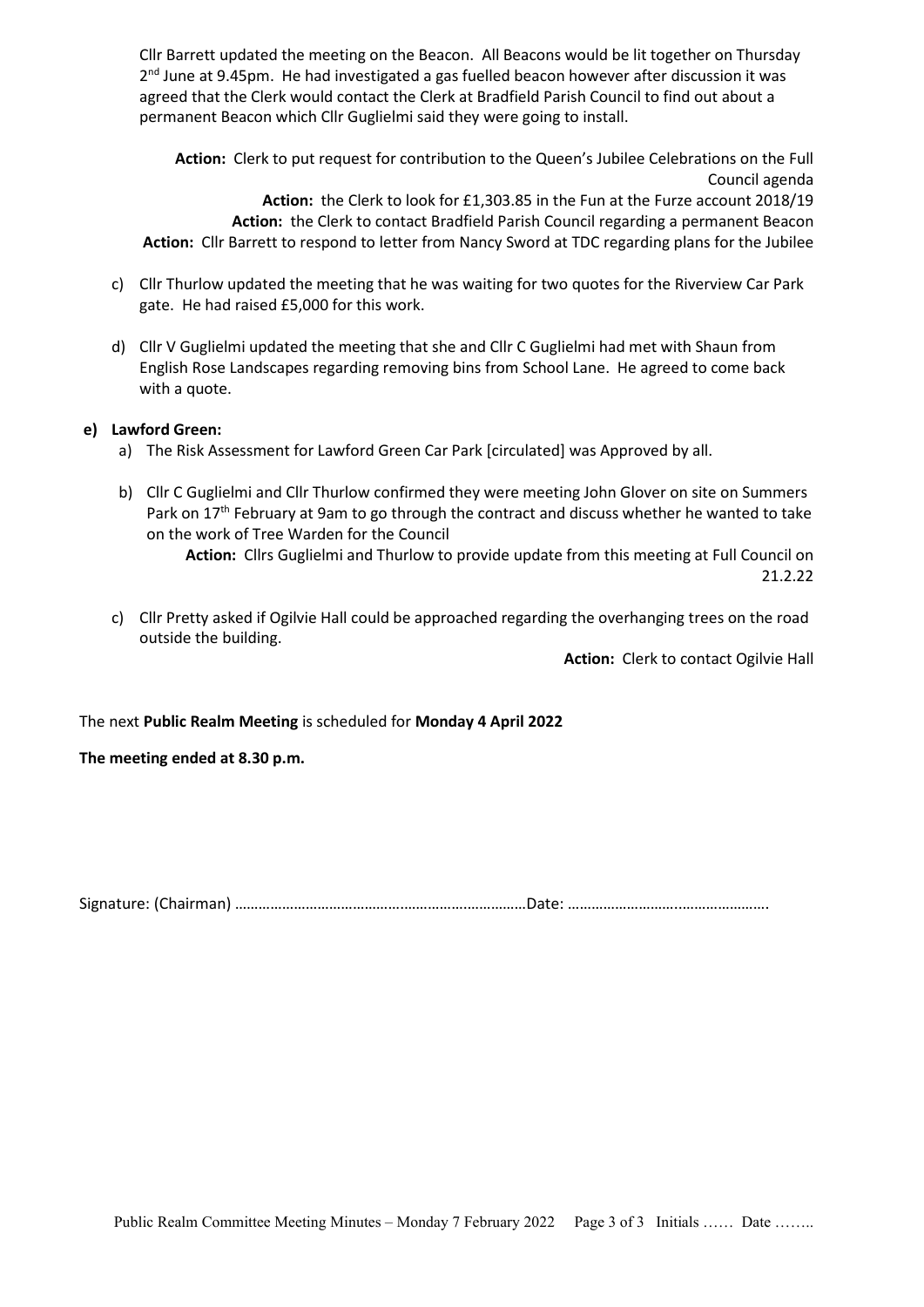Cllr Barrett updated the meeting on the Beacon. All Beacons would be lit together on Thursday 2nd June at 9.45pm. He had investigated a gas fuelled beacon however after discussion it was agreed that the Clerk would contact the Clerk at Bradfield Parish Council to find out about a permanent Beacon which Cllr Guglielmi said they were going to install.

**Action:** Clerk to put request for contribution to the Queen's Jubilee Celebrations on the Full Council agenda

**Action:** the Clerk to look for £1,303.85 in the Fun at the Furze account 2018/19

**Action:** the Clerk to contact Bradfield Parish Council regarding a permanent Beacon

**Action:** Cllr Barrett to respond to letter from Nancy Sword at TDC regarding plans for the Jubilee

c) Cllr Thurlow updated the meeting that he was waiting for two quotes for the Riverview Car Park gate. He had raised £5,000 for this work.

d) Cllr V Guglielmi updated the meeting that she and Cllr C Guglielmi had met with Shaun from English Rose Landscapes regarding removing bins from School Lane. He agreed to come back with a quote.

**e) Lawford Green:**

a) The Risk Assessment for Lawford Green Car Park [circulated] was Approved by all.

b) Cllr C Guglielmi and Cllr Thurlow confirmed they were meeting John Glover on site on Summers Park on 17th February at 9am to go through the contract and discuss whether he wanted to take on the work of Tree Warden for the Council

**Action:** Cllrs Guglielmi and Thurlow to provide update from this meeting at Full Council on 21.2.22

c) Cllr Pretty asked if Ogilvie Hall could be approached regarding the overhanging trees on the road outside the building.

**Action:** Clerk to contact Ogilvie Hall

The next **Public Realm Meeting** is scheduled for **Monday 4 April 2022**

**The meeting ended at 8.30 p.m.**

Signature: (Chairman) ………………………………………………………………Date: ………………………………………….